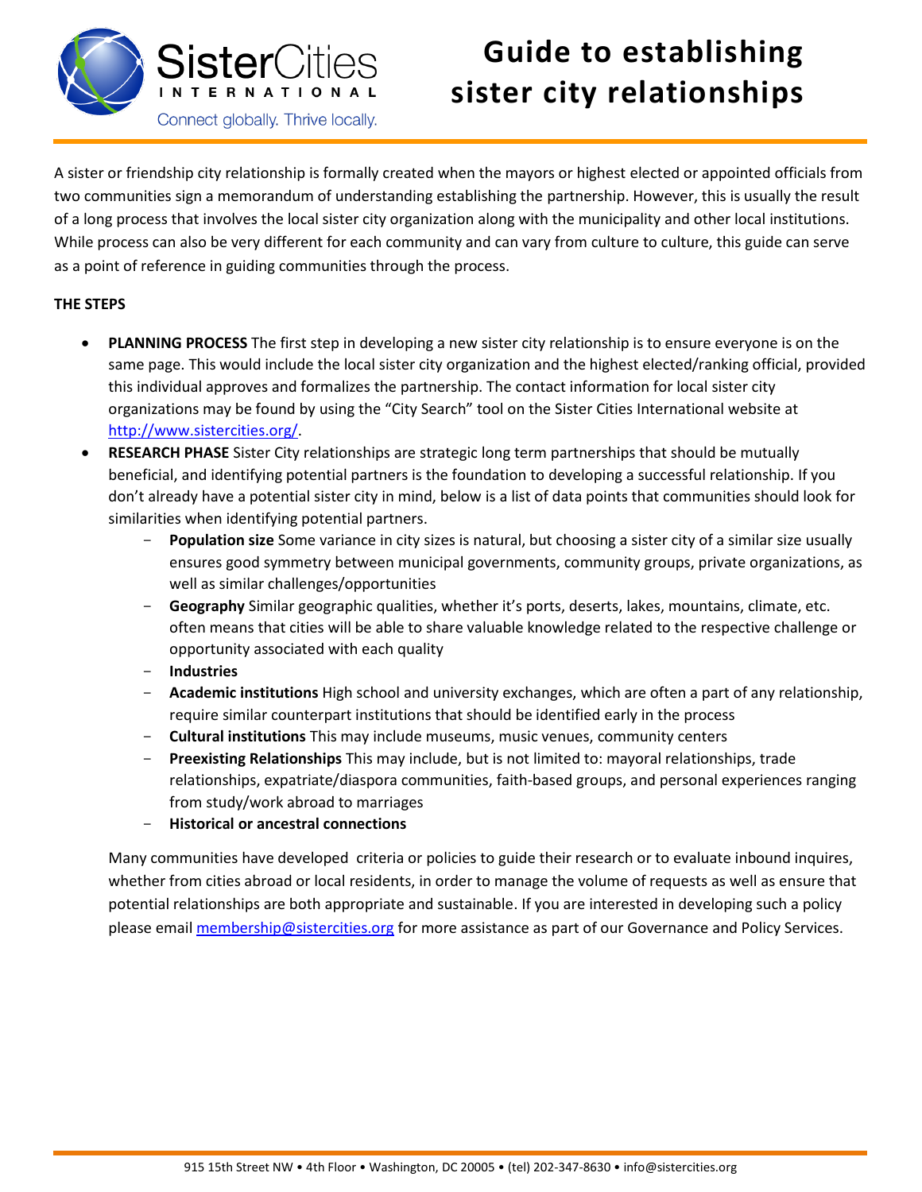# Guide to establishing sister city relationships

A sister or friendship city relationship is formally created when the mayors or highest elected or appointed officials from two communities sign a memorandum of understanding establishing the partnership. However, this is usually the result of a long process that involves the local sister city organization along with the municipality and other local institutions. While process can also be very different for each community and can vary from culture to culture, this guide can serve as a point of reference in guiding communities through the process.

**THE STEPS**

- **PLANNING PROCESS** The first step in developing a new sister city relationship is to ensure everyone is on the same page. This would include the local sister city organization and the highest elected/ranking official, provided this individual approves and formalizes the partnership. The contact information for local sister city organizations may be found by using the "City Search" tool on the Sister Cities International website at http://www.sistercities.org/.
- **RESEARCH PHASE** Sister City relationships are strategic long term partnerships that should be mutually beneficial, and identifying potential partners is the foundation to developing a successful relationship. If you don't already have a potential sister city in mind, below is a list of data points that communities should look for similarities when identifying potential partners.
  - **Population size** Some variance in city sizes is natural, but choosing a sister city of a similar size usually ensures good symmetry between municipal governments, community groups, private organizations, as well as similar challenges/opportunities
  - **Geography** Similar geographic qualities, whether it's ports, deserts, lakes, mountains, climate, etc. often means that cities will be able to share valuable knowledge related to the respective challenge or opportunity associated with each quality
  - **Industries**
  - **Academic institutions** High school and university exchanges, which are often a part of any relationship, require similar counterpart institutions that should be identified early in the process
  - **Cultural institutions** This may include museums, music venues, community centers
  - **Preexisting Relationships** This may include, but is not limited to: mayoral relationships, trade relationships, expatriate/diaspora communities, faith-based groups, and personal experiences ranging from study/work abroad to marriages
  - **Historical or ancestral connections**

  Many communities have developed criteria or policies to guide their research or to evaluate inbound inquires, whether from cities abroad or local residents, in order to manage the volume of requests as well as ensure that potential relationships are both appropriate and sustainable. If you are interested in developing such a policy please email membership@sistercities.org for more assistance as part of our Governance and Policy Services.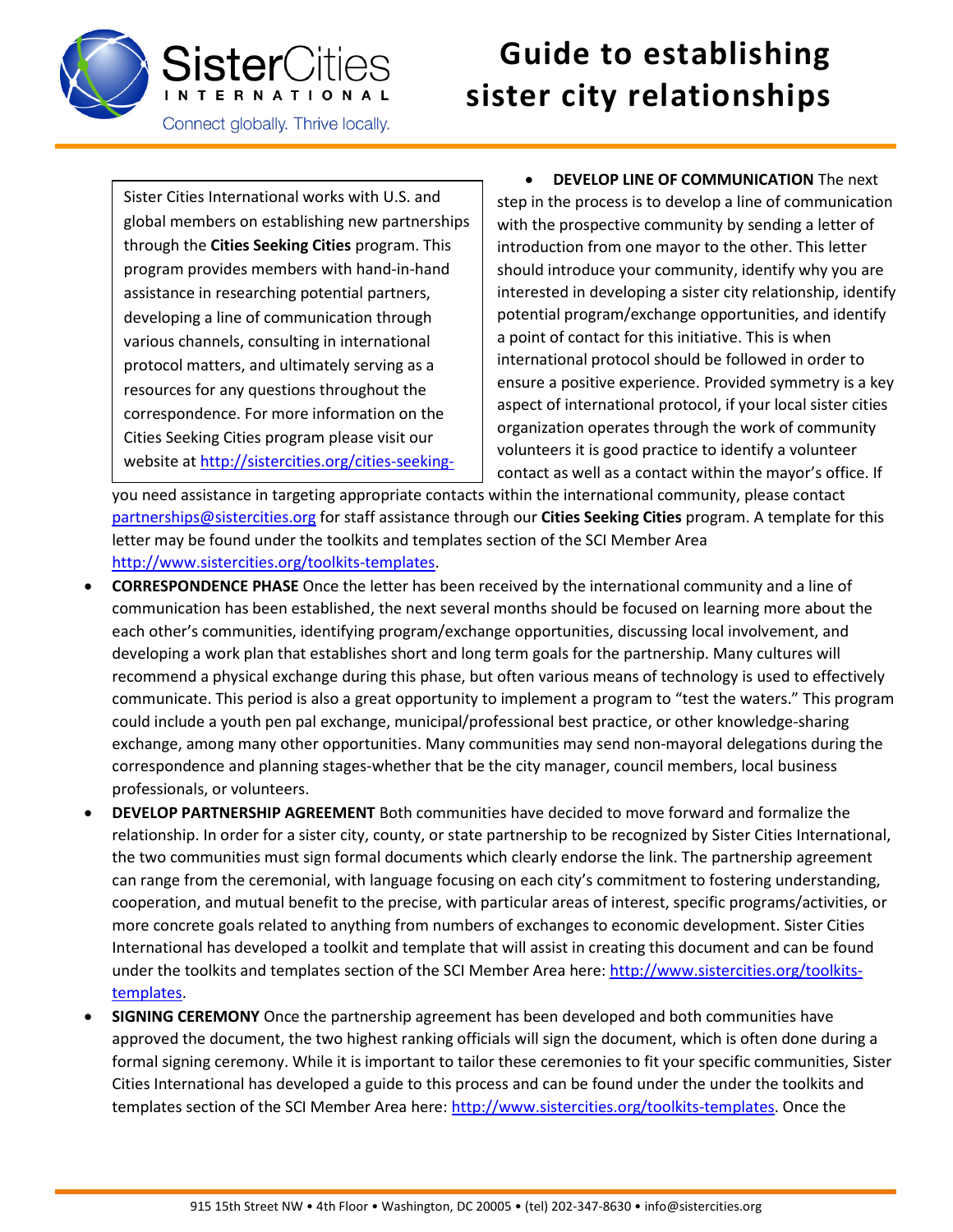# Guide to establishing sister city relationships

Sister Cities International works with U.S. and global members on establishing new partnerships through the **Cities Seeking Cities** program. This program provides members with hand-in-hand assistance in researching potential partners, developing a line of communication through various channels, consulting in international protocol matters, and ultimately serving as a resources for any questions throughout the correspondence. For more information on the Cities Seeking Cities program please visit our website at http://sistercities.org/cities-seeking-

- **DEVELOP LINE OF COMMUNICATION** The next step in the process is to develop a line of communication with the prospective community by sending a letter of introduction from one mayor to the other. This letter should introduce your community, identify why you are interested in developing a sister city relationship, identify potential program/exchange opportunities, and identify a point of contact for this initiative. This is when international protocol should be followed in order to ensure a positive experience. Provided symmetry is a key aspect of international protocol, if your local sister cities organization operates through the work of community volunteers it is good practice to identify a volunteer contact as well as a contact within the mayor's office. If you need assistance in targeting appropriate contacts within the international community, please contact partnerships@sistercities.org for staff assistance through our **Cities Seeking Cities** program. A template for this letter may be found under the toolkits and templates section of the SCI Member Area http://www.sistercities.org/toolkits-templates.
- **CORRESPONDENCE PHASE** Once the letter has been received by the international community and a line of communication has been established, the next several months should be focused on learning more about the each other's communities, identifying program/exchange opportunities, discussing local involvement, and developing a work plan that establishes short and long term goals for the partnership. Many cultures will recommend a physical exchange during this phase, but often various means of technology is used to effectively communicate. This period is also a great opportunity to implement a program to "test the waters." This program could include a youth pen pal exchange, municipal/professional best practice, or other knowledge-sharing exchange, among many other opportunities. Many communities may send non-mayoral delegations during the correspondence and planning stages-whether that be the city manager, council members, local business professionals, or volunteers.
- **DEVELOP PARTNERSHIP AGREEMENT** Both communities have decided to move forward and formalize the relationship. In order for a sister city, county, or state partnership to be recognized by Sister Cities International, the two communities must sign formal documents which clearly endorse the link. The partnership agreement can range from the ceremonial, with language focusing on each city's commitment to fostering understanding, cooperation, and mutual benefit to the precise, with particular areas of interest, specific programs/activities, or more concrete goals related to anything from numbers of exchanges to economic development. Sister Cities International has developed a toolkit and template that will assist in creating this document and can be found under the toolkits and templates section of the SCI Member Area here: http://www.sistercities.org/toolkits-templates.
- **SIGNING CEREMONY** Once the partnership agreement has been developed and both communities have approved the document, the two highest ranking officials will sign the document, which is often done during a formal signing ceremony. While it is important to tailor these ceremonies to fit your specific communities, Sister Cities International has developed a guide to this process and can be found under the under the toolkits and templates section of the SCI Member Area here: http://www.sistercities.org/toolkits-templates. Once the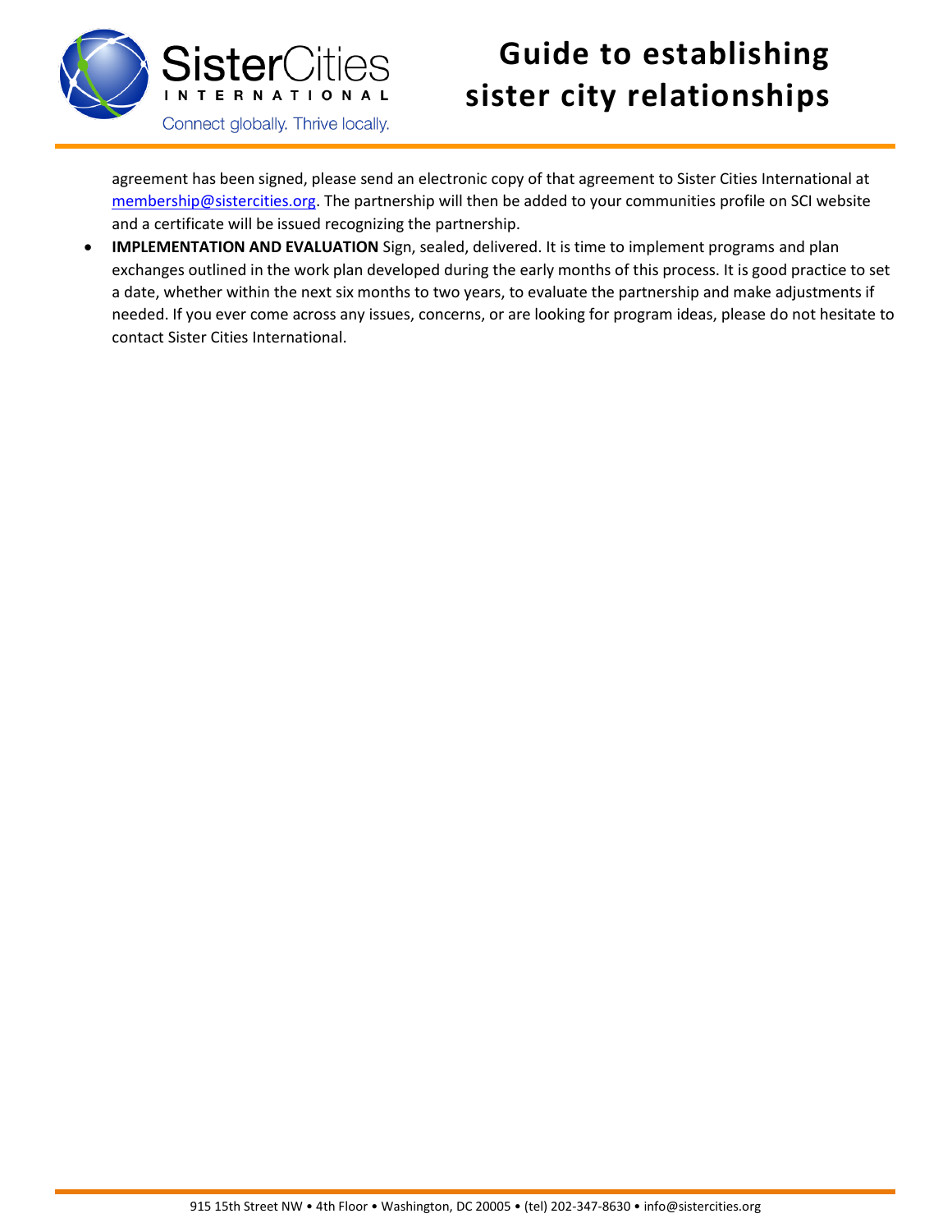agreement has been signed, please send an electronic copy of that agreement to Sister Cities International at membership@sistercities.org. The partnership will then be added to your communities profile on SCI website and a certificate will be issued recognizing the partnership.

- **IMPLEMENTATION AND EVALUATION** Sign, sealed, delivered. It is time to implement programs and plan exchanges outlined in the work plan developed during the early months of this process. It is good practice to set a date, whether within the next six months to two years, to evaluate the partnership and make adjustments if needed. If you ever come across any issues, concerns, or are looking for program ideas, please do not hesitate to contact Sister Cities International.